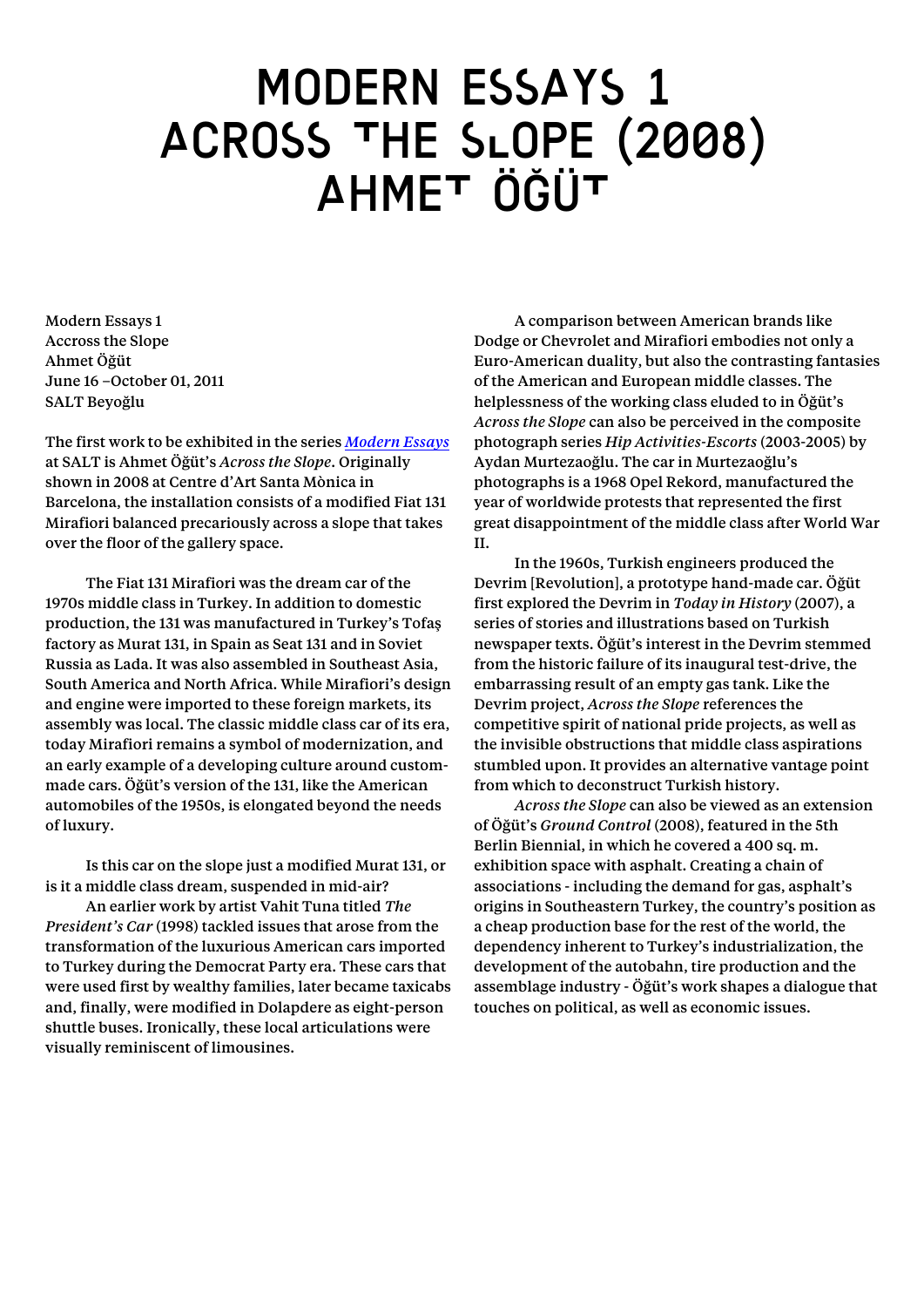# MODERN ESSAYS 1
# ACROSS THE SLOPE (2008)
# AHMET ÖĞÜT

Modern Essays 1
Accross the Slope
Ahmet Öğüt
June 16 –October 01, 2011
SALT Beyoğlu

The first work to be exhibited in the series *Modern Essays* at SALT is Ahmet Öğüt's *Across the Slope*. Originally shown in 2008 at Centre d'Art Santa Mònica in Barcelona, the installation consists of a modified Fiat 131 Mirafiori balanced precariously across a slope that takes over the floor of the gallery space.

The Fiat 131 Mirafiori was the dream car of the 1970s middle class in Turkey. In addition to domestic production, the 131 was manufactured in Turkey's Tofaş factory as Murat 131, in Spain as Seat 131 and in Soviet Russia as Lada. It was also assembled in Southeast Asia, South America and North Africa. While Mirafiori's design and engine were imported to these foreign markets, its assembly was local. The classic middle class car of its era, today Mirafiori remains a symbol of modernization, and an early example of a developing culture around custom-made cars. Öğüt's version of the 131, like the American automobiles of the 1950s, is elongated beyond the needs of luxury.

Is this car on the slope just a modified Murat 131, or is it a middle class dream, suspended in mid-air?

An earlier work by artist Vahit Tuna titled *The President's Car* (1998) tackled issues that arose from the transformation of the luxurious American cars imported to Turkey during the Democrat Party era. These cars that were used first by wealthy families, later became taxicabs and, finally, were modified in Dolapdere as eight-person shuttle buses. Ironically, these local articulations were visually reminiscent of limousines.

A comparison between American brands like Dodge or Chevrolet and Mirafiori embodies not only a Euro-American duality, but also the contrasting fantasies of the American and European middle classes. The helplessness of the working class eluded to in Öğüt's *Across the Slope* can also be perceived in the composite photograph series *Hip Activities-Escorts* (2003-2005) by Aydan Murtezaoğlu. The car in Murtezaoğlu's photographs is a 1968 Opel Rekord, manufactured the year of worldwide protests that represented the first great disappointment of the middle class after World War II.

In the 1960s, Turkish engineers produced the Devrim [Revolution], a prototype hand-made car. Öğüt first explored the Devrim in *Today in History* (2007), a series of stories and illustrations based on Turkish newspaper texts. Öğüt's interest in the Devrim stemmed from the historic failure of its inaugural test-drive, the embarrassing result of an empty gas tank. Like the Devrim project, *Across the Slope* references the competitive spirit of national pride projects, as well as the invisible obstructions that middle class aspirations stumbled upon. It provides an alternative vantage point from which to deconstruct Turkish history.

*Across the Slope* can also be viewed as an extension of Öğüt's *Ground Control* (2008), featured in the 5th Berlin Biennial, in which he covered a 400 sq. m. exhibition space with asphalt. Creating a chain of associations - including the demand for gas, asphalt's origins in Southeastern Turkey, the country's position as a cheap production base for the rest of the world, the dependency inherent to Turkey's industrialization, the development of the autobahn, tire production and the assemblage industry - Öğüt's work shapes a dialogue that touches on political, as well as economic issues.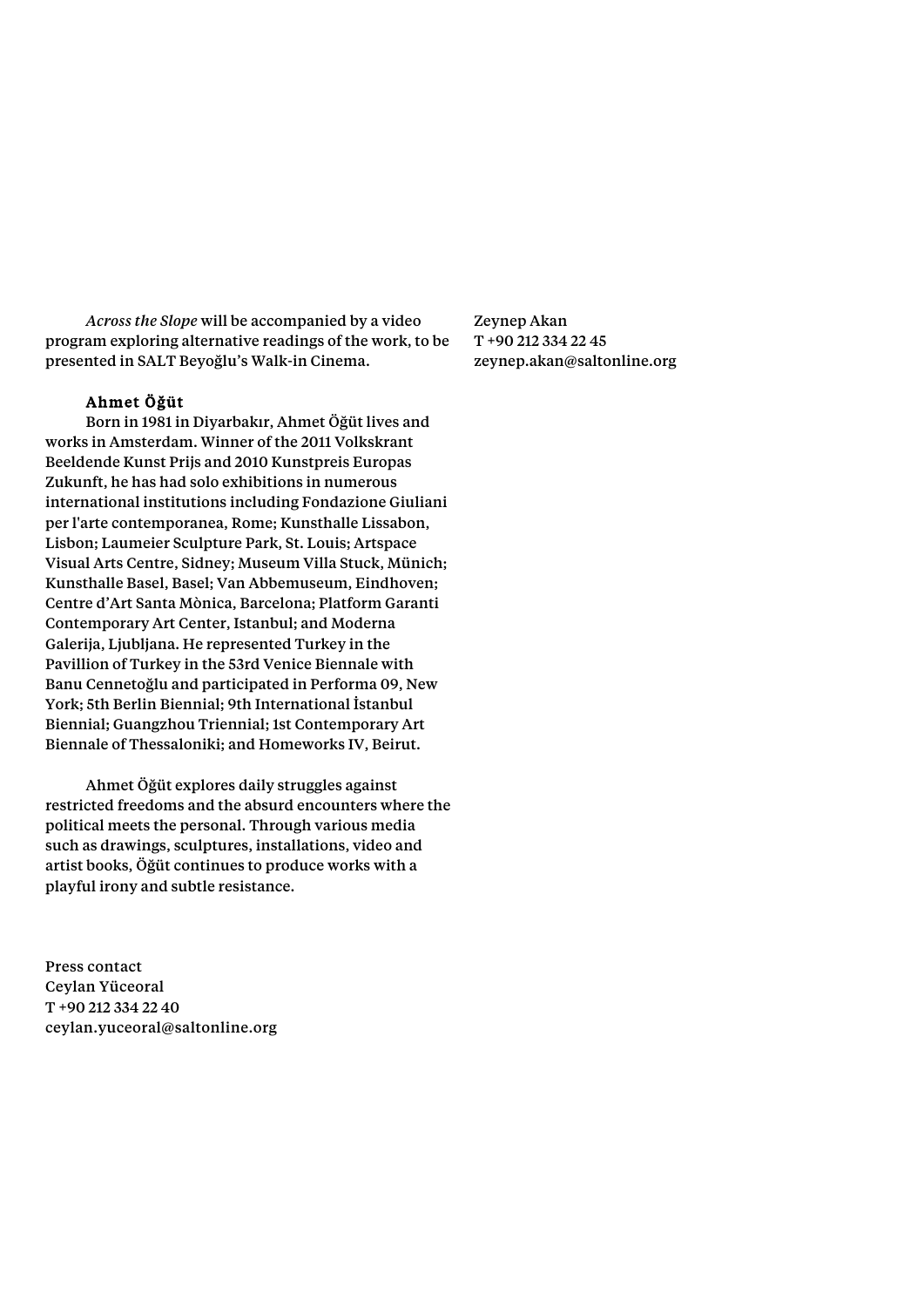*Across the Slope* will be accompanied by a video program exploring alternative readings of the work, to be presented in SALT Beyoğlu's Walk-in Cinema.

**Ahmet Öğüt**

Born in 1981 in Diyarbakır, Ahmet Öğüt lives and works in Amsterdam. Winner of the 2011 Volkskrant Beeldende Kunst Prijs and 2010 Kunstpreis Europas Zukunft, he has had solo exhibitions in numerous international institutions including Fondazione Giuliani per l'arte contemporanea, Rome; Kunsthalle Lissabon, Lisbon; Laumeier Sculpture Park, St. Louis; Artspace Visual Arts Centre, Sidney; Museum Villa Stuck, Münich; Kunsthalle Basel, Basel; Van Abbemuseum, Eindhoven; Centre d'Art Santa Mònica, Barcelona; Platform Garanti Contemporary Art Center, Istanbul; and Moderna Galerija, Ljubljana. He represented Turkey in the Pavillion of Turkey in the 53rd Venice Biennale with Banu Cennetoğlu and participated in Performa 09, New York; 5th Berlin Biennial; 9th International İstanbul Biennial; Guangzhou Triennial; 1st Contemporary Art Biennale of Thessaloniki; and Homeworks IV, Beirut.

Ahmet Öğüt explores daily struggles against restricted freedoms and the absurd encounters where the political meets the personal. Through various media such as drawings, sculptures, installations, video and artist books, Öğüt continues to produce works with a playful irony and subtle resistance.

Press contact
Ceylan Yüceoral
T +90 212 334 22 40
ceylan.yuceoral@saltonline.org

Zeynep Akan
T +90 212 334 22 45
zeynep.akan@saltonline.org